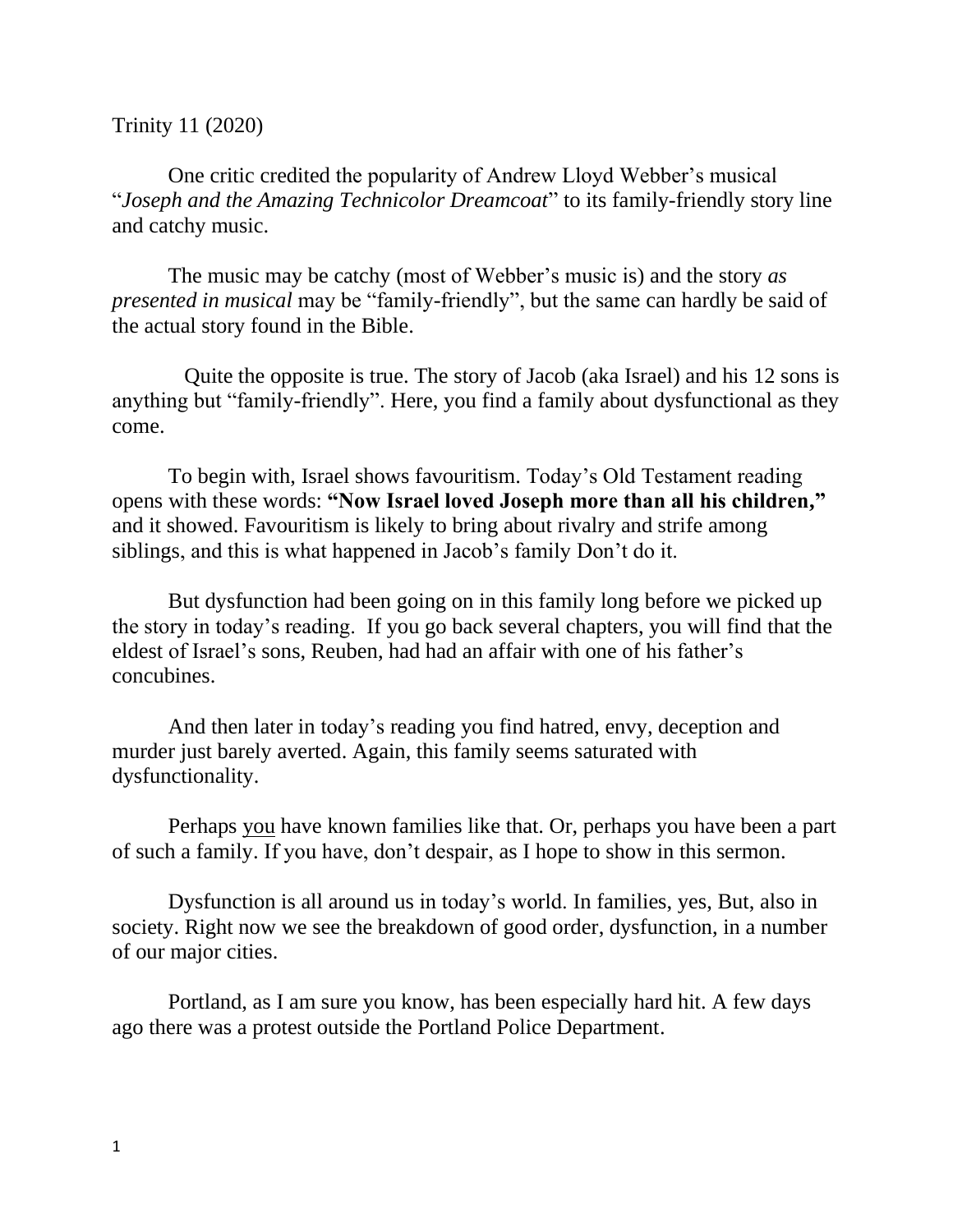Trinity 11 (2020)

One critic credited the popularity of Andrew Lloyd Webber's musical "*Joseph and the Amazing Technicolor Dreamcoat*" to its family-friendly story line and catchy music.

The music may be catchy (most of Webber's music is) and the story *as presented in musical* may be "family-friendly", but the same can hardly be said of the actual story found in the Bible.

Quite the opposite is true. The story of Jacob (aka Israel) and his 12 sons is anything but "family-friendly". Here, you find a family about dysfunctional as they come.

To begin with, Israel shows favouritism. Today's Old Testament reading opens with these words: **"Now Israel loved Joseph more than all his children,"** and it showed. Favouritism is likely to bring about rivalry and strife among siblings, and this is what happened in Jacob's family Don't do it.

But dysfunction had been going on in this family long before we picked up the story in today's reading. If you go back several chapters, you will find that the eldest of Israel's sons, Reuben, had had an affair with one of his father's concubines.

And then later in today's reading you find hatred, envy, deception and murder just barely averted. Again, this family seems saturated with dysfunctionality.

Perhaps you have known families like that. Or, perhaps you have been a part of such a family. If you have, don't despair, as I hope to show in this sermon.

Dysfunction is all around us in today's world. In families, yes, But, also in society. Right now we see the breakdown of good order, dysfunction, in a number of our major cities.

Portland, as I am sure you know, has been especially hard hit. A few days ago there was a protest outside the Portland Police Department.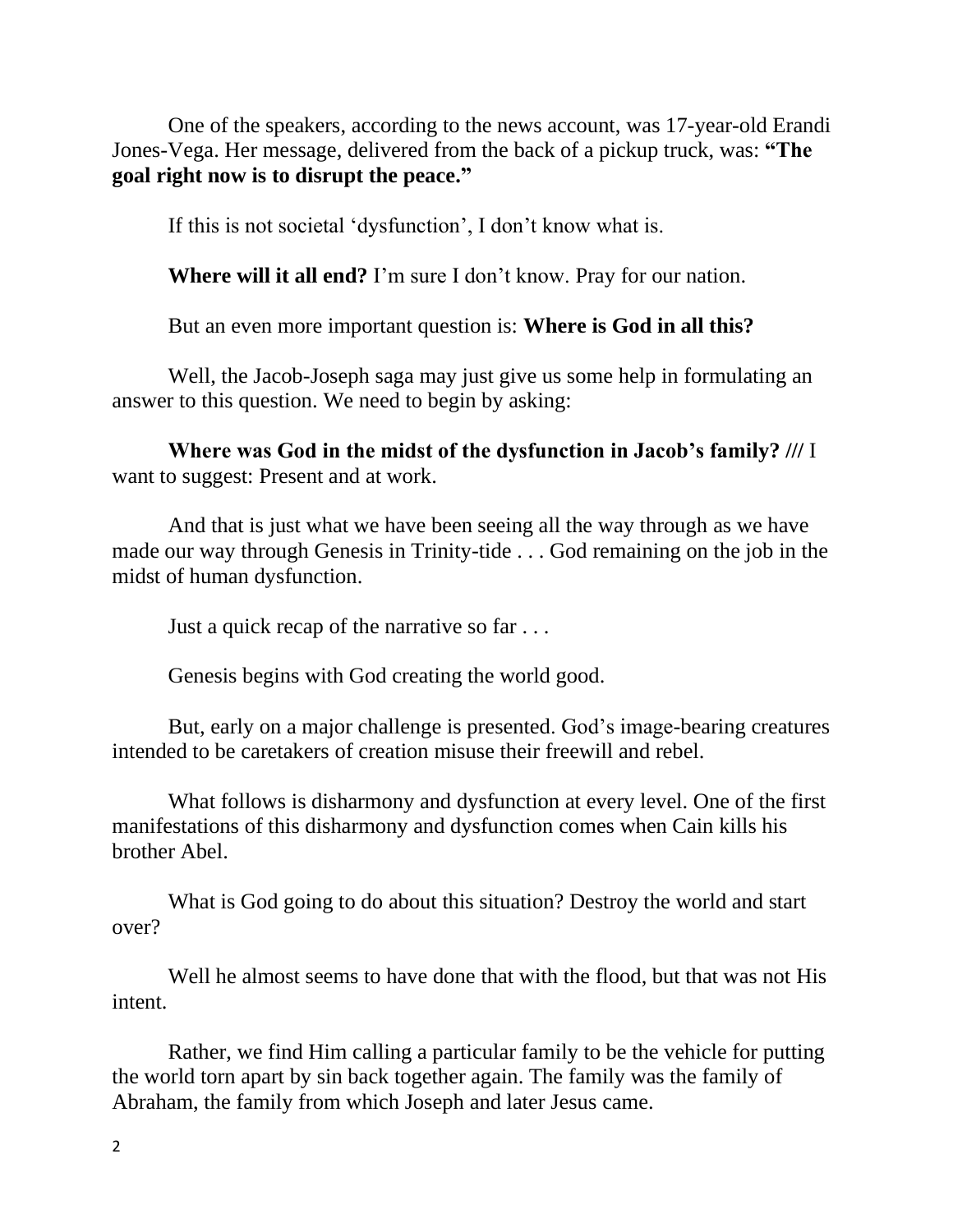One of the speakers, according to the news account, was 17-year-old Erandi Jones-Vega. Her message, delivered from the back of a pickup truck, was: **“The goal right now is to disrupt the peace.”**

If this is not societal ‘dysfunction’, I don’t know what is.

**Where will it all end?** I’m sure I don’t know. Pray for our nation.

But an even more important question is: **Where is God in all this?**

Well, the Jacob-Joseph saga may just give us some help in formulating an answer to this question. We need to begin by asking:

**Where was God in the midst of the dysfunction in Jacob’s family? ///** I want to suggest: Present and at work.

And that is just what we have been seeing all the way through as we have made our way through Genesis in Trinity-tide . . . God remaining on the job in the midst of human dysfunction.

Just a quick recap of the narrative so far . . .

Genesis begins with God creating the world good.

But, early on a major challenge is presented. God’s image-bearing creatures intended to be caretakers of creation misuse their freewill and rebel.

What follows is disharmony and dysfunction at every level. One of the first manifestations of this disharmony and dysfunction comes when Cain kills his brother Abel.

What is God going to do about this situation? Destroy the world and start over?

Well he almost seems to have done that with the flood, but that was not His intent.

Rather, we find Him calling a particular family to be the vehicle for putting the world torn apart by sin back together again. The family was the family of Abraham, the family from which Joseph and later Jesus came.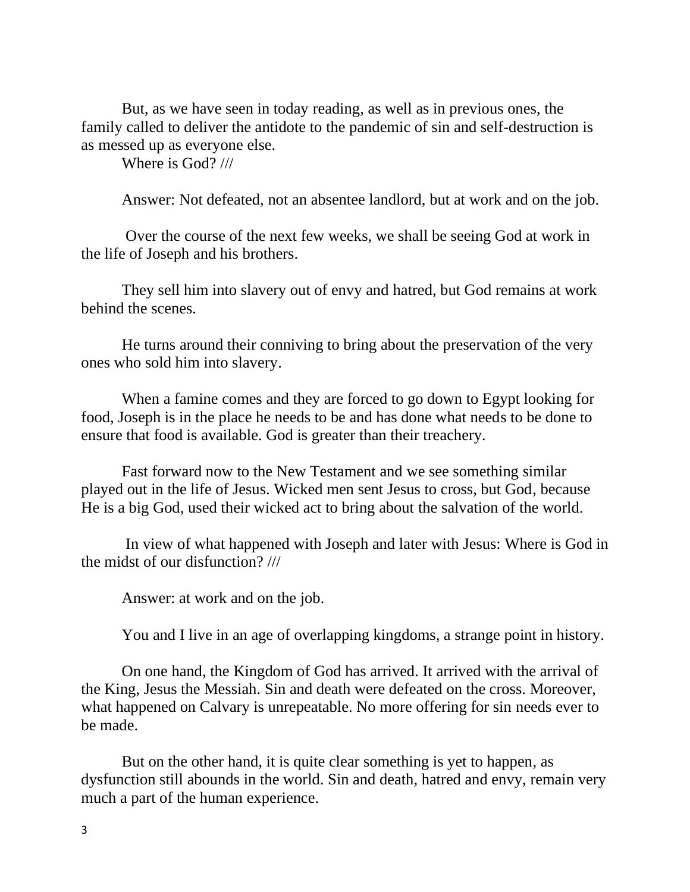But, as we have seen in today reading, as well as in previous ones, the family called to deliver the antidote to the pandemic of sin and self-destruction is as messed up as everyone else.

Where is God? ///

Answer: Not defeated, not an absentee landlord, but at work and on the job.

Over the course of the next few weeks, we shall be seeing God at work in the life of Joseph and his brothers.

They sell him into slavery out of envy and hatred, but God remains at work behind the scenes.

He turns around their conniving to bring about the preservation of the very ones who sold him into slavery.

When a famine comes and they are forced to go down to Egypt looking for food, Joseph is in the place he needs to be and has done what needs to be done to ensure that food is available. God is greater than their treachery.

Fast forward now to the New Testament and we see something similar played out in the life of Jesus. Wicked men sent Jesus to cross, but God, because He is a big God, used their wicked act to bring about the salvation of the world.

In view of what happened with Joseph and later with Jesus: Where is God in the midst of our disfunction? ///

Answer: at work and on the job.

You and I live in an age of overlapping kingdoms, a strange point in history.

On one hand, the Kingdom of God has arrived. It arrived with the arrival of the King, Jesus the Messiah. Sin and death were defeated on the cross. Moreover, what happened on Calvary is unrepeatable. No more offering for sin needs ever to be made.

But on the other hand, it is quite clear something is yet to happen, as dysfunction still abounds in the world. Sin and death, hatred and envy, remain very much a part of the human experience.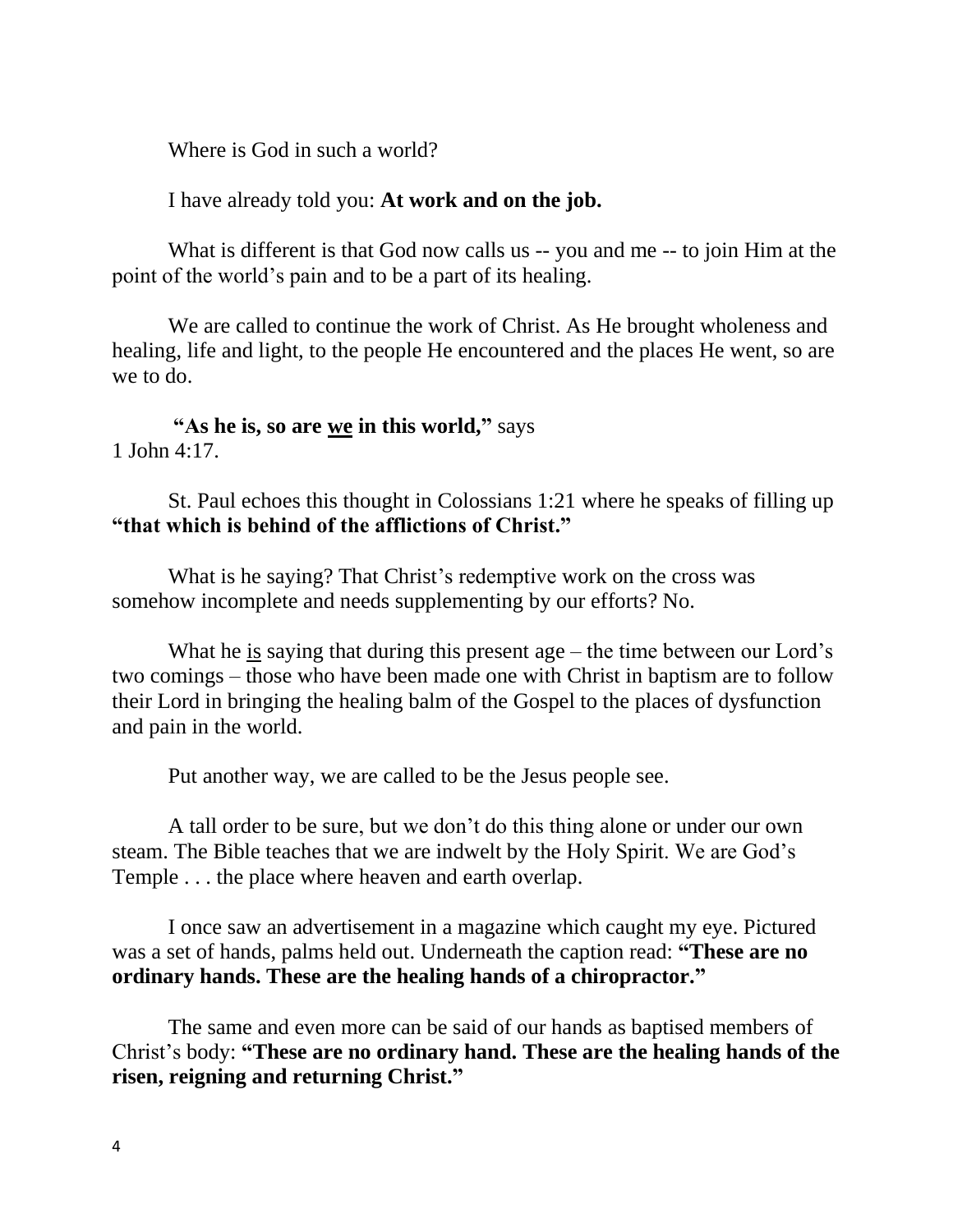Where is God in such a world?

I have already told you: **At work and on the job.**

What is different is that God now calls us -- you and me -- to join Him at the point of the world's pain and to be a part of its healing.

We are called to continue the work of Christ. As He brought wholeness and healing, life and light, to the people He encountered and the places He went, so are we to do.

**"As he is, so are <u>we</u> in this world,"** says 1 John 4:17.

St. Paul echoes this thought in Colossians 1:21 where he speaks of filling up **"that which is behind of the afflictions of Christ."**

What is he saying? That Christ's redemptive work on the cross was somehow incomplete and needs supplementing by our efforts? No.

What he <u>is</u> saying that during this present age – the time between our Lord's two comings – those who have been made one with Christ in baptism are to follow their Lord in bringing the healing balm of the Gospel to the places of dysfunction and pain in the world.

Put another way, we are called to be the Jesus people see.

A tall order to be sure, but we don't do this thing alone or under our own steam. The Bible teaches that we are indwelt by the Holy Spirit. We are God's Temple . . . the place where heaven and earth overlap.

I once saw an advertisement in a magazine which caught my eye. Pictured was a set of hands, palms held out. Underneath the caption read: **"These are no ordinary hands. These are the healing hands of a chiropractor."**

The same and even more can be said of our hands as baptised members of Christ's body: **"These are no ordinary hand. These are the healing hands of the risen, reigning and returning Christ."**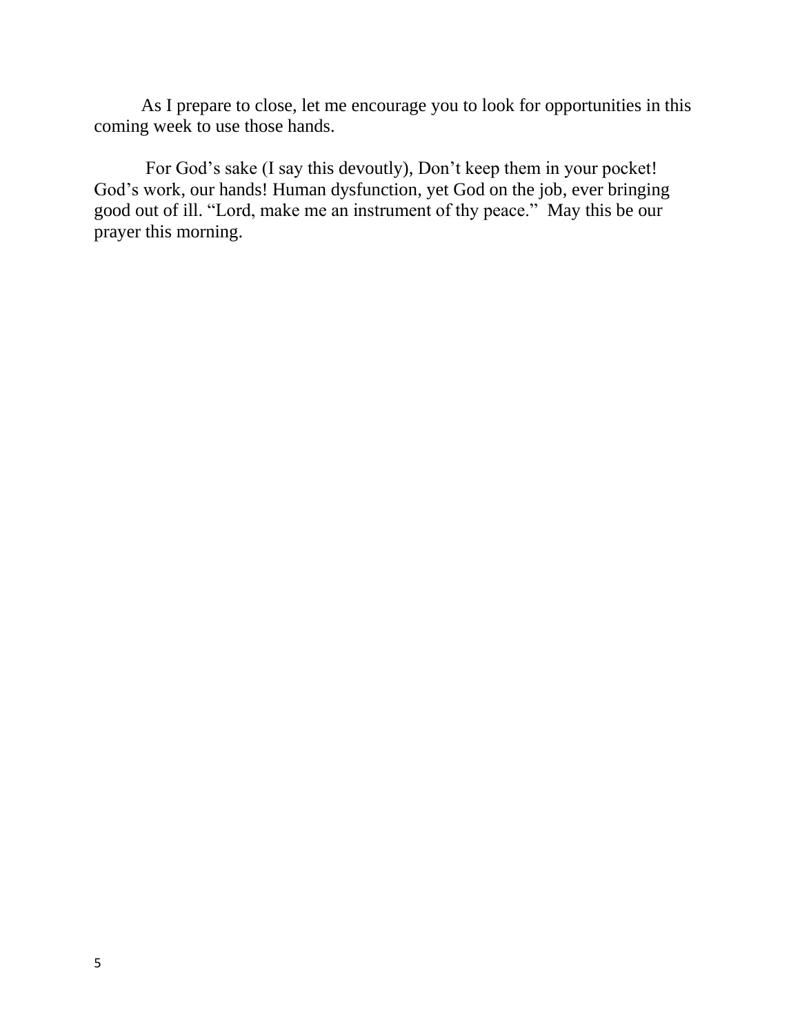As I prepare to close, let me encourage you to look for opportunities in this coming week to use those hands.

For God's sake (I say this devoutly), Don't keep them in your pocket! God's work, our hands! Human dysfunction, yet God on the job, ever bringing good out of ill. "Lord, make me an instrument of thy peace." May this be our prayer this morning.